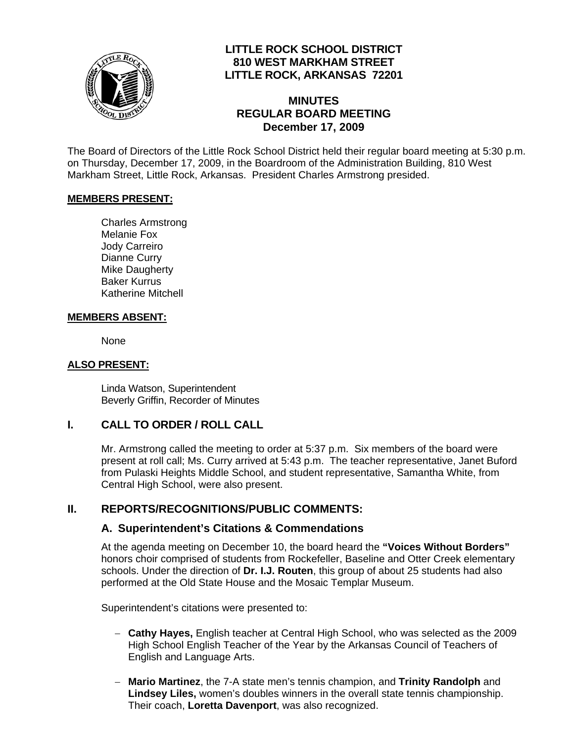# LITTLE ROCK SCHOOL DISTRICT
**810 WEST MARKHAM STREET**
**LITTLE ROCK, ARKANSAS 72201**

## MINUTES
## REGULAR BOARD MEETING
**December 17, 2009**

The Board of Directors of the Little Rock School District held their regular board meeting at 5:30 p.m. on Thursday, December 17, 2009, in the Boardroom of the Administration Building, 810 West Markham Street, Little Rock, Arkansas. President Charles Armstrong presided.

**MEMBERS PRESENT:**

Charles Armstrong
Melanie Fox
Jody Carreiro
Dianne Curry
Mike Daugherty
Baker Kurrus
Katherine Mitchell

**MEMBERS ABSENT:**

None

**ALSO PRESENT:**

Linda Watson, Superintendent
Beverly Griffin, Recorder of Minutes

## I. CALL TO ORDER / ROLL CALL

Mr. Armstrong called the meeting to order at 5:37 p.m. Six members of the board were present at roll call; Ms. Curry arrived at 5:43 p.m. The teacher representative, Janet Buford from Pulaski Heights Middle School, and student representative, Samantha White, from Central High School, were also present.

## II. REPORTS/RECOGNITIONS/PUBLIC COMMENTS:

### A. Superintendent's Citations & Commendations

At the agenda meeting on December 10, the board heard the **"Voices Without Borders"** honors choir comprised of students from Rockefeller, Baseline and Otter Creek elementary schools. Under the direction of **Dr. I.J. Routen**, this group of about 25 students had also performed at the Old State House and the Mosaic Templar Museum.

Superintendent's citations were presented to:

- **Cathy Hayes,** English teacher at Central High School, who was selected as the 2009 High School English Teacher of the Year by the Arkansas Council of Teachers of English and Language Arts.
- **Mario Martinez**, the 7-A state men's tennis champion, and **Trinity Randolph** and **Lindsey Liles,** women's doubles winners in the overall state tennis championship. Their coach, **Loretta Davenport**, was also recognized.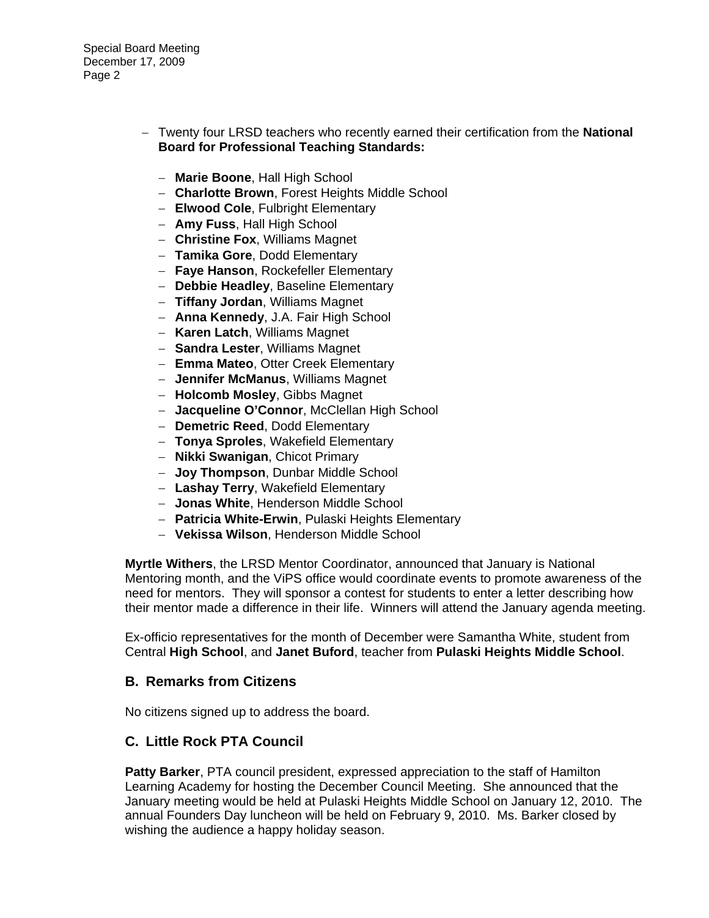- Twenty four LRSD teachers who recently earned their certification from the **National Board for Professional Teaching Standards:**

  - **Marie Boone**, Hall High School
  - **Charlotte Brown**, Forest Heights Middle School
  - **Elwood Cole**, Fulbright Elementary
  - **Amy Fuss**, Hall High School
  - **Christine Fox**, Williams Magnet
  - **Tamika Gore**, Dodd Elementary
  - **Faye Hanson**, Rockefeller Elementary
  - **Debbie Headley**, Baseline Elementary
  - **Tiffany Jordan**, Williams Magnet
  - **Anna Kennedy**, J.A. Fair High School
  - **Karen Latch**, Williams Magnet
  - **Sandra Lester**, Williams Magnet
  - **Emma Mateo**, Otter Creek Elementary
  - **Jennifer McManus**, Williams Magnet
  - **Holcomb Mosley**, Gibbs Magnet
  - **Jacqueline O'Connor**, McClellan High School
  - **Demetric Reed**, Dodd Elementary
  - **Tonya Sproles**, Wakefield Elementary
  - **Nikki Swanigan**, Chicot Primary
  - **Joy Thompson**, Dunbar Middle School
  - **Lashay Terry**, Wakefield Elementary
  - **Jonas White**, Henderson Middle School
  - **Patricia White-Erwin**, Pulaski Heights Elementary
  - **Vekissa Wilson**, Henderson Middle School

**Myrtle Withers**, the LRSD Mentor Coordinator, announced that January is National Mentoring month, and the ViPS office would coordinate events to promote awareness of the need for mentors. They will sponsor a contest for students to enter a letter describing how their mentor made a difference in their life. Winners will attend the January agenda meeting.

Ex-officio representatives for the month of December were Samantha White, student from Central **High School**, and **Janet Buford**, teacher from **Pulaski Heights Middle School**.

## B. Remarks from Citizens

No citizens signed up to address the board.

## C. Little Rock PTA Council

**Patty Barker**, PTA council president, expressed appreciation to the staff of Hamilton Learning Academy for hosting the December Council Meeting. She announced that the January meeting would be held at Pulaski Heights Middle School on January 12, 2010. The annual Founders Day luncheon will be held on February 9, 2010. Ms. Barker closed by wishing the audience a happy holiday season.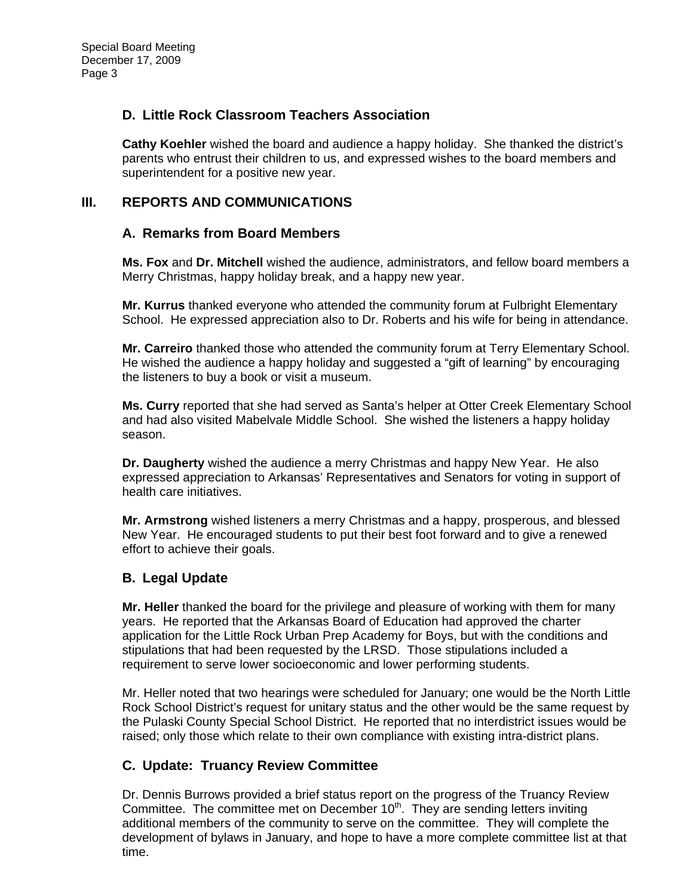### D. Little Rock Classroom Teachers Association

**Cathy Koehler** wished the board and audience a happy holiday. She thanked the district's parents who entrust their children to us, and expressed wishes to the board members and superintendent for a positive new year.

## III. REPORTS AND COMMUNICATIONS

### A. Remarks from Board Members

**Ms. Fox** and **Dr. Mitchell** wished the audience, administrators, and fellow board members a Merry Christmas, happy holiday break, and a happy new year.

**Mr. Kurrus** thanked everyone who attended the community forum at Fulbright Elementary School. He expressed appreciation also to Dr. Roberts and his wife for being in attendance.

**Mr. Carreiro** thanked those who attended the community forum at Terry Elementary School. He wished the audience a happy holiday and suggested a "gift of learning" by encouraging the listeners to buy a book or visit a museum.

**Ms. Curry** reported that she had served as Santa's helper at Otter Creek Elementary School and had also visited Mabelvale Middle School. She wished the listeners a happy holiday season.

**Dr. Daugherty** wished the audience a merry Christmas and happy New Year. He also expressed appreciation to Arkansas' Representatives and Senators for voting in support of health care initiatives.

**Mr. Armstrong** wished listeners a merry Christmas and a happy, prosperous, and blessed New Year. He encouraged students to put their best foot forward and to give a renewed effort to achieve their goals.

### B. Legal Update

**Mr. Heller** thanked the board for the privilege and pleasure of working with them for many years. He reported that the Arkansas Board of Education had approved the charter application for the Little Rock Urban Prep Academy for Boys, but with the conditions and stipulations that had been requested by the LRSD. Those stipulations included a requirement to serve lower socioeconomic and lower performing students.

Mr. Heller noted that two hearings were scheduled for January; one would be the North Little Rock School District's request for unitary status and the other would be the same request by the Pulaski County Special School District. He reported that no interdistrict issues would be raised; only those which relate to their own compliance with existing intra-district plans.

### C. Update: Truancy Review Committee

Dr. Dennis Burrows provided a brief status report on the progress of the Truancy Review Committee. The committee met on December 10th. They are sending letters inviting additional members of the community to serve on the committee. They will complete the development of bylaws in January, and hope to have a more complete committee list at that time.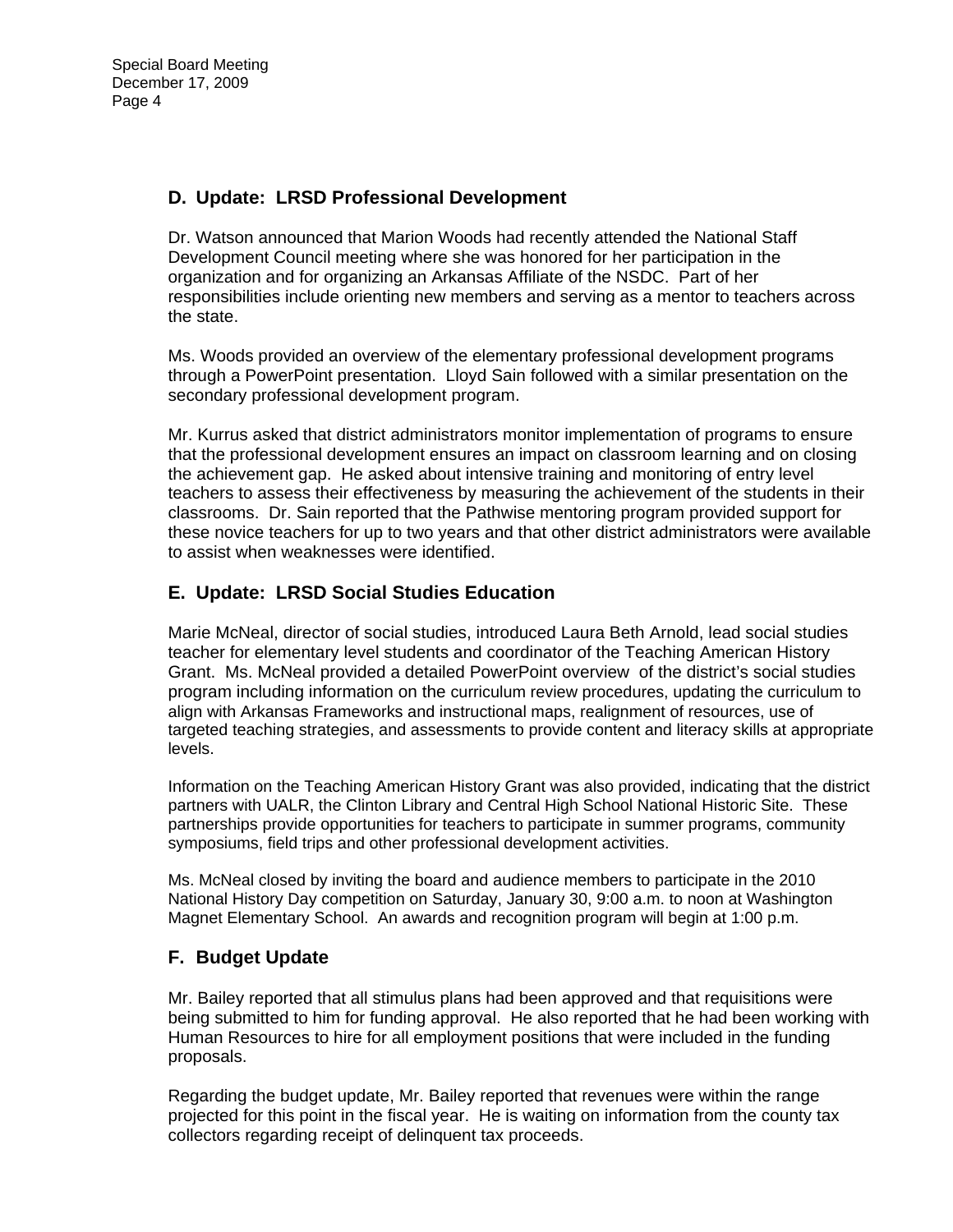## D. Update: LRSD Professional Development

Dr. Watson announced that Marion Woods had recently attended the National Staff Development Council meeting where she was honored for her participation in the organization and for organizing an Arkansas Affiliate of the NSDC. Part of her responsibilities include orienting new members and serving as a mentor to teachers across the state.

Ms. Woods provided an overview of the elementary professional development programs through a PowerPoint presentation. Lloyd Sain followed with a similar presentation on the secondary professional development program.

Mr. Kurrus asked that district administrators monitor implementation of programs to ensure that the professional development ensures an impact on classroom learning and on closing the achievement gap. He asked about intensive training and monitoring of entry level teachers to assess their effectiveness by measuring the achievement of the students in their classrooms. Dr. Sain reported that the Pathwise mentoring program provided support for these novice teachers for up to two years and that other district administrators were available to assist when weaknesses were identified.

## E. Update: LRSD Social Studies Education

Marie McNeal, director of social studies, introduced Laura Beth Arnold, lead social studies teacher for elementary level students and coordinator of the Teaching American History Grant. Ms. McNeal provided a detailed PowerPoint overview of the district's social studies program including information on the curriculum review procedures, updating the curriculum to align with Arkansas Frameworks and instructional maps, realignment of resources, use of targeted teaching strategies, and assessments to provide content and literacy skills at appropriate levels.

Information on the Teaching American History Grant was also provided, indicating that the district partners with UALR, the Clinton Library and Central High School National Historic Site. These partnerships provide opportunities for teachers to participate in summer programs, community symposiums, field trips and other professional development activities.

Ms. McNeal closed by inviting the board and audience members to participate in the 2010 National History Day competition on Saturday, January 30, 9:00 a.m. to noon at Washington Magnet Elementary School. An awards and recognition program will begin at 1:00 p.m.

## F. Budget Update

Mr. Bailey reported that all stimulus plans had been approved and that requisitions were being submitted to him for funding approval. He also reported that he had been working with Human Resources to hire for all employment positions that were included in the funding proposals.

Regarding the budget update, Mr. Bailey reported that revenues were within the range projected for this point in the fiscal year. He is waiting on information from the county tax collectors regarding receipt of delinquent tax proceeds.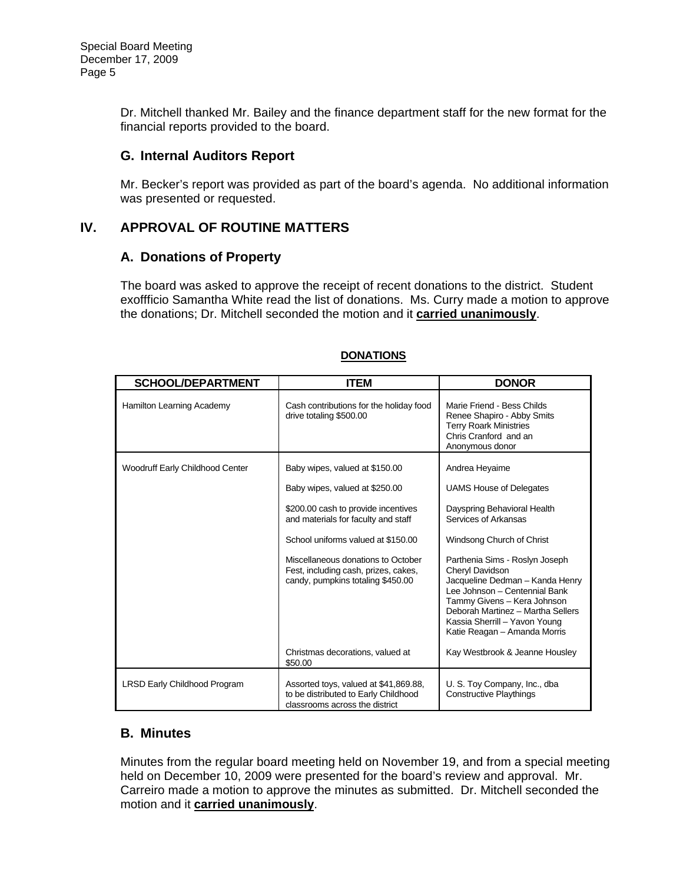Dr. Mitchell thanked Mr. Bailey and the finance department staff for the new format for the financial reports provided to the board.

### G. Internal Auditors Report

Mr. Becker's report was provided as part of the board's agenda. No additional information was presented or requested.

## IV. APPROVAL OF ROUTINE MATTERS

### A. Donations of Property

The board was asked to approve the receipt of recent donations to the district. Student exoffficio Samantha White read the list of donations. Ms. Curry made a motion to approve the donations; Dr. Mitchell seconded the motion and it **carried unanimously**.

**DONATIONS**

| SCHOOL/DEPARTMENT | ITEM | DONOR |
|---|---|---|
| Hamilton Learning Academy | Cash contributions for the holiday food drive totaling $500.00 | Marie Friend - Bess Childs<br>Renee Shapiro - Abby Smits<br>Terry Roark Ministries<br>Chris Cranford and an Anonymous donor |
| Woodruff Early Childhood Center | Baby wipes, valued at $150.00 | Andrea Heyaime |
| | Baby wipes, valued at $250.00 | UAMS House of Delegates |
| | $200.00 cash to provide incentives and materials for faculty and staff | Dayspring Behavioral Health Services of Arkansas |
| | School uniforms valued at $150.00 | Windsong Church of Christ |
| | Miscellaneous donations to October Fest, including cash, prizes, cakes, candy, pumpkins totaling $450.00 | Parthenia Sims - Roslyn Joseph<br>Cheryl Davidson<br>Jacqueline Dedman – Kanda Henry<br>Lee Johnson – Centennial Bank<br>Tammy Givens – Kera Johnson<br>Deborah Martinez – Martha Sellers<br>Kassia Sherrill – Yavon Young<br>Katie Reagan – Amanda Morris |
| | Christmas decorations, valued at $50.00 | Kay Westbrook & Jeanne Housley |
| LRSD Early Childhood Program | Assorted toys, valued at $41,869.88, to be distributed to Early Childhood classrooms across the district | U. S. Toy Company, Inc., dba Constructive Playthings |

### B. Minutes

Minutes from the regular board meeting held on November 19, and from a special meeting held on December 10, 2009 were presented for the board's review and approval. Mr. Carreiro made a motion to approve the minutes as submitted. Dr. Mitchell seconded the motion and it **carried unanimously**.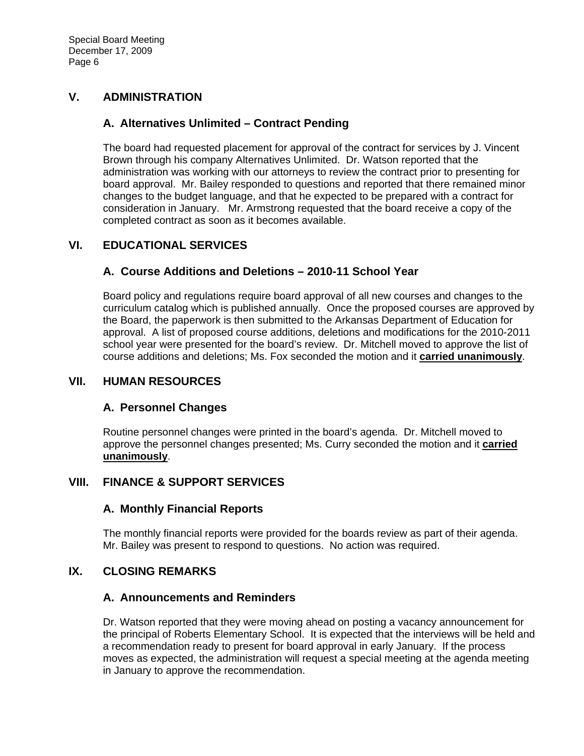## V. ADMINISTRATION

### A. Alternatives Unlimited – Contract Pending

The board had requested placement for approval of the contract for services by J. Vincent Brown through his company Alternatives Unlimited. Dr. Watson reported that the administration was working with our attorneys to review the contract prior to presenting for board approval. Mr. Bailey responded to questions and reported that there remained minor changes to the budget language, and that he expected to be prepared with a contract for consideration in January. Mr. Armstrong requested that the board receive a copy of the completed contract as soon as it becomes available.

## VI. EDUCATIONAL SERVICES

### A. Course Additions and Deletions – 2010-11 School Year

Board policy and regulations require board approval of all new courses and changes to the curriculum catalog which is published annually. Once the proposed courses are approved by the Board, the paperwork is then submitted to the Arkansas Department of Education for approval. A list of proposed course additions, deletions and modifications for the 2010-2011 school year were presented for the board's review. Dr. Mitchell moved to approve the list of course additions and deletions; Ms. Fox seconded the motion and it **carried unanimously**.

## VII. HUMAN RESOURCES

### A. Personnel Changes

Routine personnel changes were printed in the board's agenda. Dr. Mitchell moved to approve the personnel changes presented; Ms. Curry seconded the motion and it **carried unanimously**.

## VIII. FINANCE & SUPPORT SERVICES

### A. Monthly Financial Reports

The monthly financial reports were provided for the boards review as part of their agenda. Mr. Bailey was present to respond to questions. No action was required.

## IX. CLOSING REMARKS

### A. Announcements and Reminders

Dr. Watson reported that they were moving ahead on posting a vacancy announcement for the principal of Roberts Elementary School. It is expected that the interviews will be held and a recommendation ready to present for board approval in early January. If the process moves as expected, the administration will request a special meeting at the agenda meeting in January to approve the recommendation.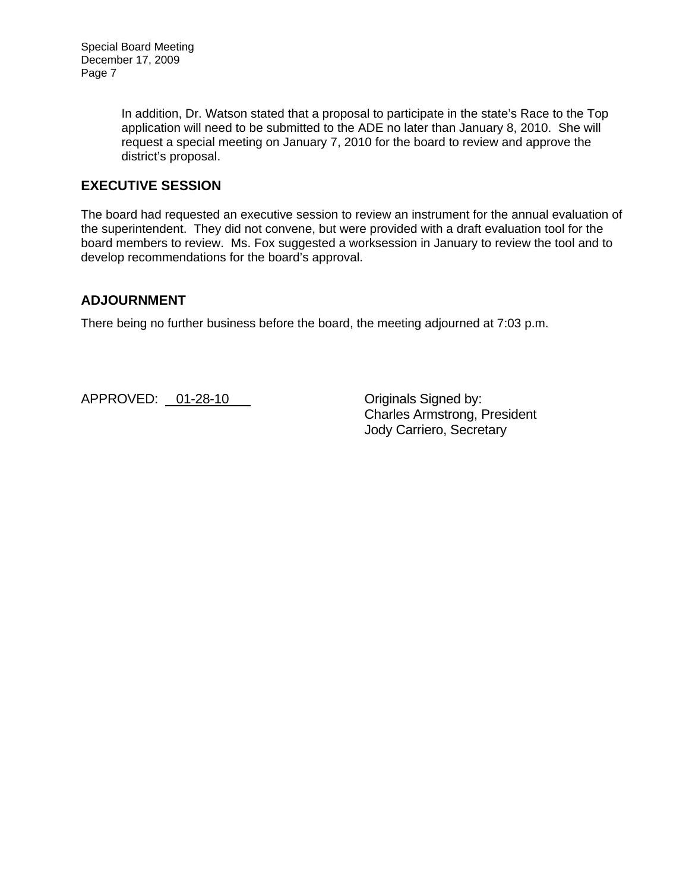In addition, Dr. Watson stated that a proposal to participate in the state's Race to the Top application will need to be submitted to the ADE no later than January 8, 2010. She will request a special meeting on January 7, 2010 for the board to review and approve the district's proposal.

## EXECUTIVE SESSION

The board had requested an executive session to review an instrument for the annual evaluation of the superintendent. They did not convene, but were provided with a draft evaluation tool for the board members to review. Ms. Fox suggested a worksession in January to review the tool and to develop recommendations for the board's approval.

## ADJOURNMENT

There being no further business before the board, the meeting adjourned at 7:03 p.m.

APPROVED: 01-28-10

Originals Signed by:
Charles Armstrong, President
Jody Carriero, Secretary